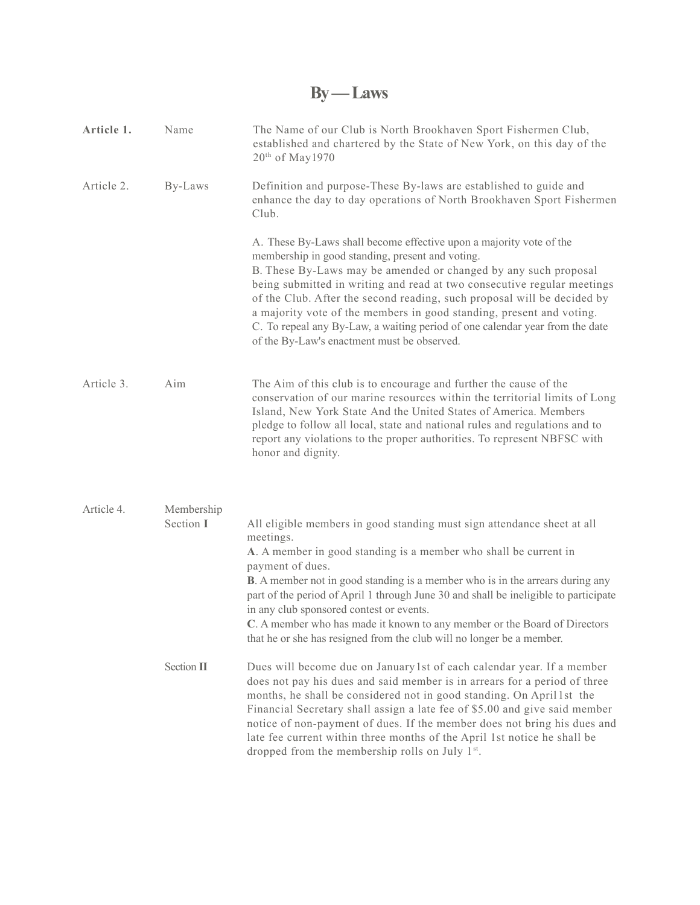# By — Laws

**Article 1.** Name

The Name of our Club is North Brookhaven Sport Fishermen Club, established and chartered by the State of New York, on this day of the 20th of May1970

Article 2. By-Laws

Definition and purpose-These By-laws are established to guide and enhance the day to day operations of North Brookhaven Sport Fishermen Club.

A. These By-Laws shall become effective upon a majority vote of the membership in good standing, present and voting.
B. These By-Laws may be amended or changed by any such proposal being submitted in writing and read at two consecutive regular meetings of the Club. After the second reading, such proposal will be decided by a majority vote of the members in good standing, present and voting.
C. To repeal any By-Law, a waiting period of one calendar year from the date of the By-Law's enactment must be observed.

Article 3. Aim

The Aim of this club is to encourage and further the cause of the conservation of our marine resources within the territorial limits of Long Island, New York State And the United States of America. Members pledge to follow all local, state and national rules and regulations and to report any violations to the proper authorities. To represent NBFSC with honor and dignity.

Article 4. Membership

Section **I**

All eligible members in good standing must sign attendance sheet at all meetings.
**A**. A member in good standing is a member who shall be current in payment of dues.
**B**. A member not in good standing is a member who is in the arrears during any part of the period of April 1 through June 30 and shall be ineligible to participate in any club sponsored contest or events.
**C**. A member who has made it known to any member or the Board of Directors that he or she has resigned from the club will no longer be a member.

Section **II**

Dues will become due on January1st of each calendar year. If a member does not pay his dues and said member is in arrears for a period of three months, he shall be considered not in good standing. On April1st the Financial Secretary shall assign a late fee of $5.00 and give said member notice of non-payment of dues. If the member does not bring his dues and late fee current within three months of the April 1st notice he shall be dropped from the membership rolls on July 1st.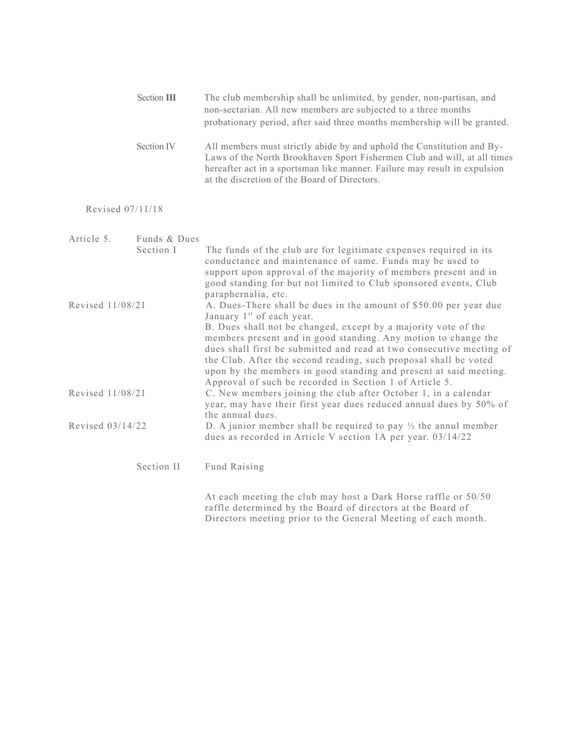**Section III** The club membership shall be unlimited, by gender, non-partisan, and non-sectarian. All new members are subjected to a three months probationary period, after said three months membership will be granted.

**Section IV** All members must strictly abide by and uphold the Constitution and By-Laws of the North Brookhaven Sport Fishermen Club and will, at all times hereafter act in a sportsman like manner. Failure may result in expulsion at the discretion of the Board of Directors.

Revised 07/11/18

## Article 5. Funds & Dues

**Section I** The funds of the club are for legitimate expenses required in its conductance and maintenance of same. Funds may be used to support upon approval of the majority of members present and in good standing for but not limited to Club sponsored events, Club paraphernalia, etc.

Revised 11/08/21 — A. Dues-There shall be dues in the amount of $50.00 per year due January 1st of each year.

B. Dues shall not be changed, except by a majority vote of the members present and in good standing. Any motion to change the dues shall first be submitted and read at two consecutive meeting of the Club. After the second reading, such proposal shall be voted upon by the members in good standing and present at said meeting. Approval of such be recorded in Section 1 of Article 5.

Revised 11/08/21 — C. New members joining the club after October 1, in a calendar year, may have their first year dues reduced annual dues by 50% of the annual dues.

Revised 03/14/22 — D. A junior member shall be required to pay ½ the annul member dues as recorded in Article V section 1A per year. 03/14/22

**Section II** Fund Raising

At each meeting the club may host a Dark Horse raffle or 50/50 raffle determined by the Board of directors at the Board of Directors meeting prior to the General Meeting of each month.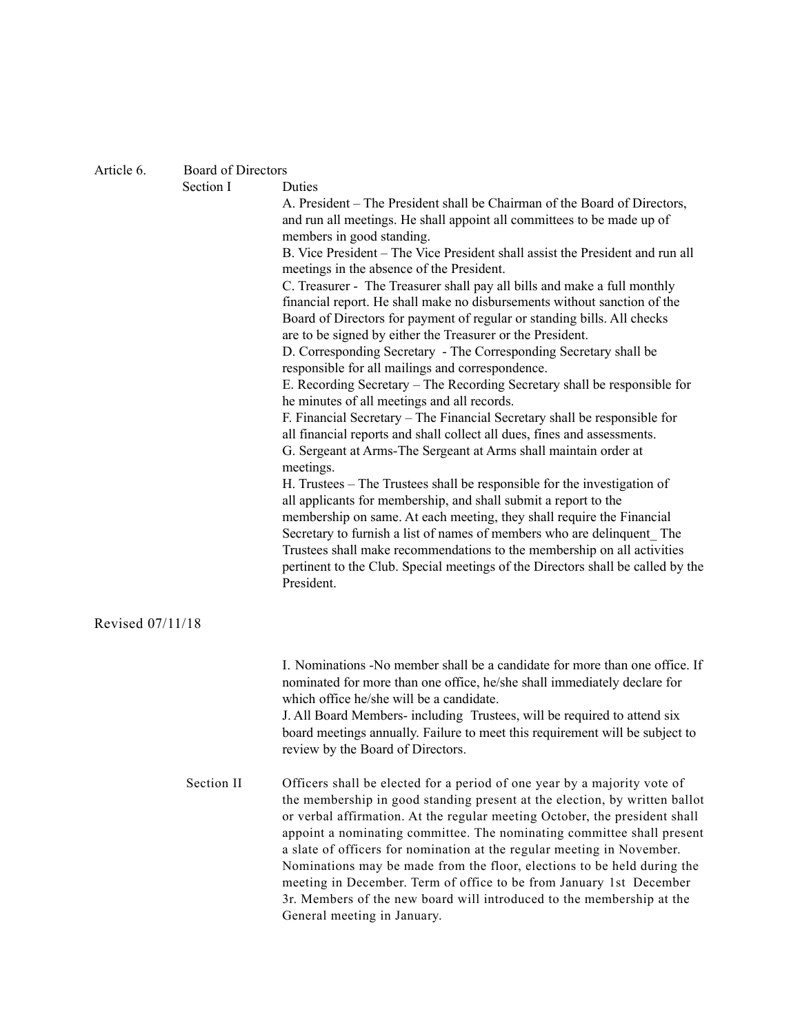## Article 6. Board of Directors

### Section I Duties

A. President – The President shall be Chairman of the Board of Directors, and run all meetings. He shall appoint all committees to be made up of members in good standing.

B. Vice President – The Vice President shall assist the President and run all meetings in the absence of the President.

C. Treasurer - The Treasurer shall pay all bills and make a full monthly financial report. He shall make no disbursements without sanction of the Board of Directors for payment of regular or standing bills. All checks are to be signed by either the Treasurer or the President.

D. Corresponding Secretary - The Corresponding Secretary shall be responsible for all mailings and correspondence.

E. Recording Secretary – The Recording Secretary shall be responsible for he minutes of all meetings and all records.

F. Financial Secretary – The Financial Secretary shall be responsible for all financial reports and shall collect all dues, fines and assessments.

G. Sergeant at Arms-The Sergeant at Arms shall maintain order at meetings.

H. Trustees – The Trustees shall be responsible for the investigation of all applicants for membership, and shall submit a report to the membership on same. At each meeting, they shall require the Financial Secretary to furnish a list of names of members who are delinquent_ The Trustees shall make recommendations to the membership on all activities pertinent to the Club. Special meetings of the Directors shall be called by the President.

Revised 07/11/18

I. Nominations -No member shall be a candidate for more than one office. If nominated for more than one office, he/she shall immediately declare for which office he/she will be a candidate.

J. All Board Members- including Trustees, will be required to attend six board meetings annually. Failure to meet this requirement will be subject to review by the Board of Directors.

### Section II

Officers shall be elected for a period of one year by a majority vote of the membership in good standing present at the election, by written ballot or verbal affirmation. At the regular meeting October, the president shall appoint a nominating committee. The nominating committee shall present a slate of officers for nomination at the regular meeting in November. Nominations may be made from the floor, elections to be held during the meeting in December. Term of office to be from January 1st December 3r. Members of the new board will introduced to the membership at the General meeting in January.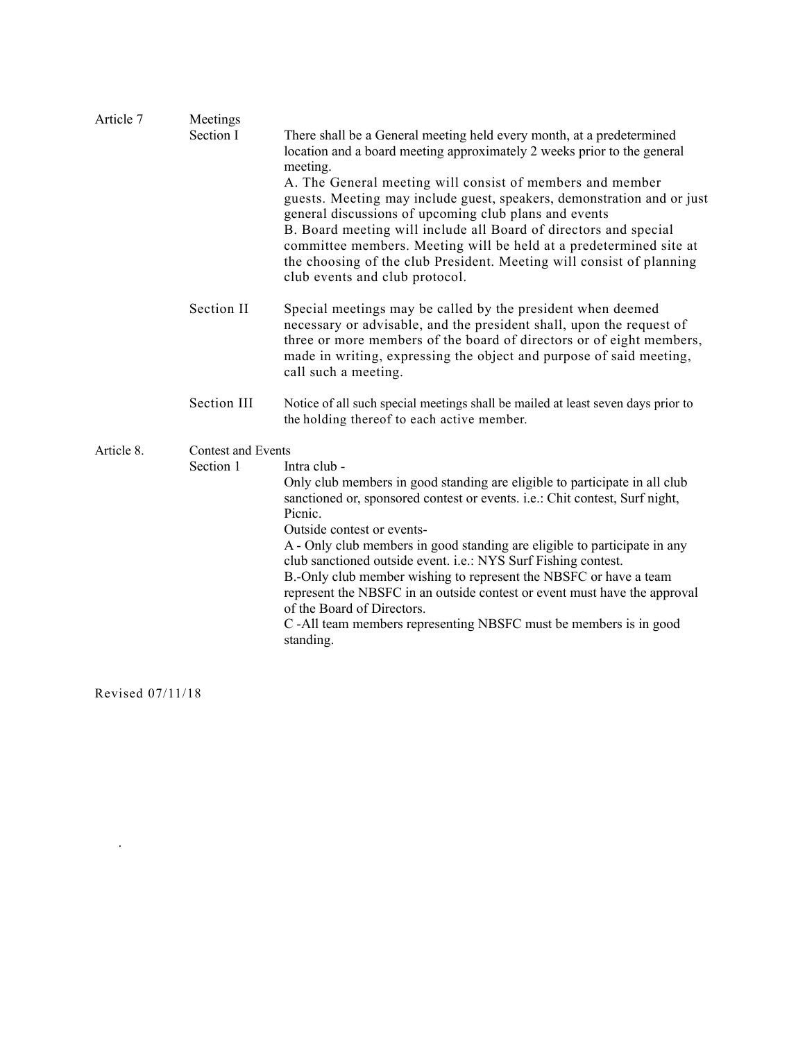## Article 7 Meetings

**Section I**

There shall be a General meeting held every month, at a predetermined location and a board meeting approximately 2 weeks prior to the general meeting.

A. The General meeting will consist of members and member guests. Meeting may include guest, speakers, demonstration and or just general discussions of upcoming club plans and events

B. Board meeting will include all Board of directors and special committee members. Meeting will be held at a predetermined site at the choosing of the club President. Meeting will consist of planning club events and club protocol.

**Section II**

Special meetings may be called by the president when deemed necessary or advisable, and the president shall, upon the request of three or more members of the board of directors or of eight members, made in writing, expressing the object and purpose of said meeting, call such a meeting.

**Section III**

Notice of all such special meetings shall be mailed at least seven days prior to the holding thereof to each active member.

## Article 8. Contest and Events

**Section 1**

Intra club -

Only club members in good standing are eligible to participate in all club sanctioned or, sponsored contest or events. i.e.: Chit contest, Surf night, Picnic.

Outside contest or events-

A - Only club members in good standing are eligible to participate in any club sanctioned outside event. i.e.: NYS Surf Fishing contest.

B.-Only club member wishing to represent the NBSFC or have a team represent the NBSFC in an outside contest or event must have the approval of the Board of Directors.

C -All team members representing NBSFC must be members is in good standing.

Revised 07/11/18

.